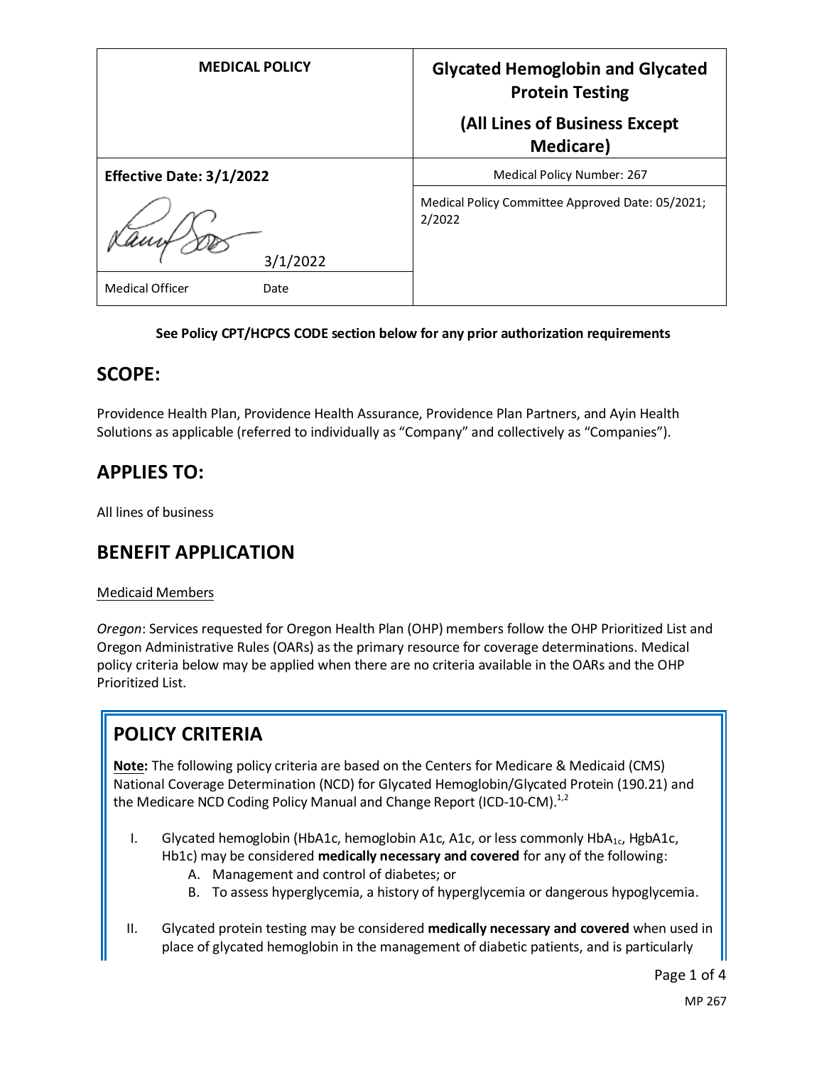| MEDICAL POLICY | Glycated Hemoglobin and Glycated Protein Testing (All Lines of Business Except Medicare) |
|---|---|
| **Effective Date: 3/1/2022** | Medical Policy Number: 267 |
| 3/1/2022 | Medical Policy Committee Approved Date: 05/2021; 2/2022 |
| Medical Officer Date | |

**See Policy CPT/HCPCS CODE section below for any prior authorization requirements**

## SCOPE:

Providence Health Plan, Providence Health Assurance, Providence Plan Partners, and Ayin Health Solutions as applicable (referred to individually as "Company" and collectively as "Companies").

## APPLIES TO:

All lines of business

## BENEFIT APPLICATION

Medicaid Members

*Oregon*: Services requested for Oregon Health Plan (OHP) members follow the OHP Prioritized List and Oregon Administrative Rules (OARs) as the primary resource for coverage determinations. Medical policy criteria below may be applied when there are no criteria available in the OARs and the OHP Prioritized List.

## POLICY CRITERIA

**Note:** The following policy criteria are based on the Centers for Medicare & Medicaid (CMS) National Coverage Determination (NCD) for Glycated Hemoglobin/Glycated Protein (190.21) and the Medicare NCD Coding Policy Manual and Change Report (ICD-10-CM).[1,2]

I. Glycated hemoglobin (HbA1c, hemoglobin A1c, A1c, or less commonly $HbA_{1c}$, HgbA1c, Hb1c) may be considered **medically necessary and covered** for any of the following:
   A. Management and control of diabetes; or
   B. To assess hyperglycemia, a history of hyperglycemia or dangerous hypoglycemia.

II. Glycated protein testing may be considered **medically necessary and covered** when used in place of glycated hemoglobin in the management of diabetic patients, and is particularly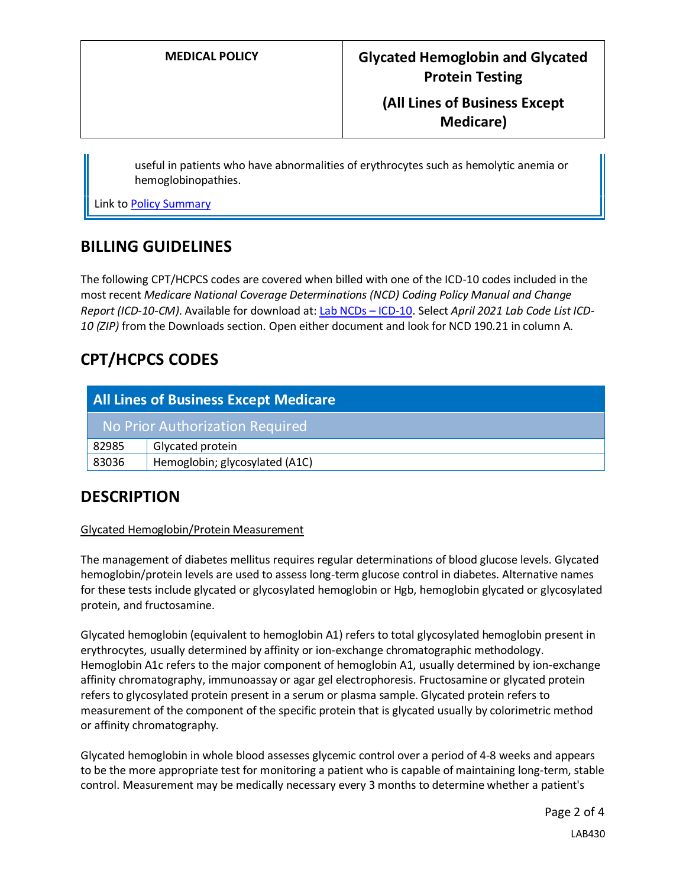useful in patients who have abnormalities of erythrocytes such as hemolytic anemia or hemoglobinopathies.

Link to Policy Summary

## BILLING GUIDELINES

The following CPT/HCPCS codes are covered when billed with one of the ICD-10 codes included in the most recent *Medicare National Coverage Determinations (NCD) Coding Policy Manual and Change Report (ICD-10-CM)*. Available for download at: Lab NCDs – ICD-10. Select *April 2021 Lab Code List ICD-10 (ZIP)* from the Downloads section. Open either document and look for NCD 190.21 in column A.

## CPT/HCPCS CODES

| All Lines of Business Except Medicare | |
|---|---|
| No Prior Authorization Required | |
| 82985 | Glycated protein |
| 83036 | Hemoglobin; glycosylated (A1C) |

## DESCRIPTION

Glycated Hemoglobin/Protein Measurement

The management of diabetes mellitus requires regular determinations of blood glucose levels. Glycated hemoglobin/protein levels are used to assess long-term glucose control in diabetes. Alternative names for these tests include glycated or glycosylated hemoglobin or Hgb, hemoglobin glycated or glycosylated protein, and fructosamine.

Glycated hemoglobin (equivalent to hemoglobin A1) refers to total glycosylated hemoglobin present in erythrocytes, usually determined by affinity or ion-exchange chromatographic methodology. Hemoglobin A1c refers to the major component of hemoglobin A1, usually determined by ion-exchange affinity chromatography, immunoassay or agar gel electrophoresis. Fructosamine or glycated protein refers to glycosylated protein present in a serum or plasma sample. Glycated protein refers to measurement of the component of the specific protein that is glycated usually by colorimetric method or affinity chromatography.

Glycated hemoglobin in whole blood assesses glycemic control over a period of 4-8 weeks and appears to be the more appropriate test for monitoring a patient who is capable of maintaining long-term, stable control. Measurement may be medically necessary every 3 months to determine whether a patient's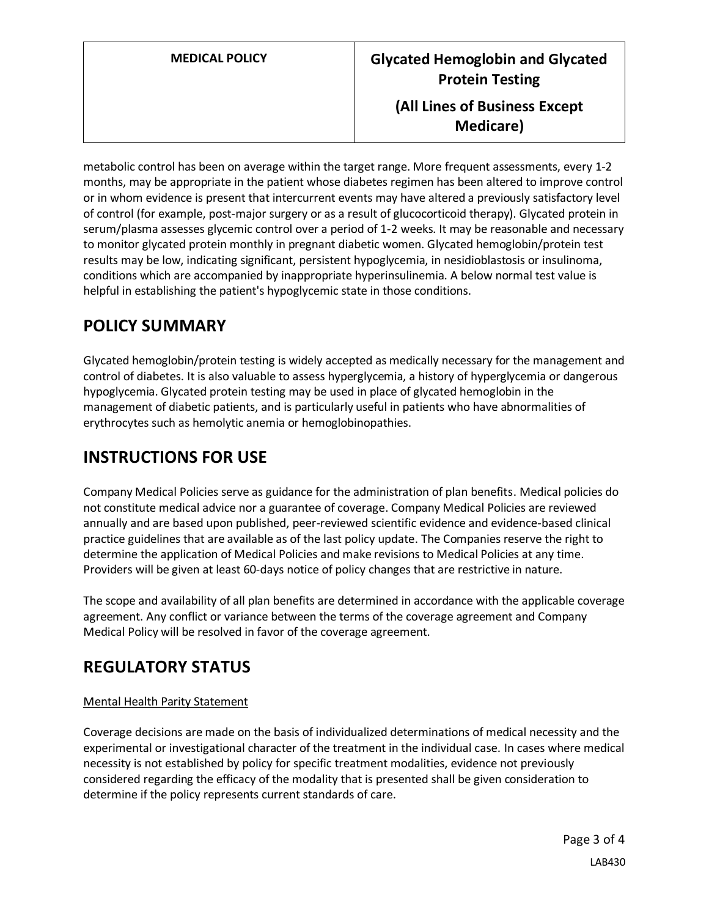metabolic control has been on average within the target range. More frequent assessments, every 1-2 months, may be appropriate in the patient whose diabetes regimen has been altered to improve control or in whom evidence is present that intercurrent events may have altered a previously satisfactory level of control (for example, post-major surgery or as a result of glucocorticoid therapy). Glycated protein in serum/plasma assesses glycemic control over a period of 1-2 weeks. It may be reasonable and necessary to monitor glycated protein monthly in pregnant diabetic women. Glycated hemoglobin/protein test results may be low, indicating significant, persistent hypoglycemia, in nesidioblastosis or insulinoma, conditions which are accompanied by inappropriate hyperinsulinemia. A below normal test value is helpful in establishing the patient's hypoglycemic state in those conditions.

## POLICY SUMMARY

Glycated hemoglobin/protein testing is widely accepted as medically necessary for the management and control of diabetes. It is also valuable to assess hyperglycemia, a history of hyperglycemia or dangerous hypoglycemia. Glycated protein testing may be used in place of glycated hemoglobin in the management of diabetic patients, and is particularly useful in patients who have abnormalities of erythrocytes such as hemolytic anemia or hemoglobinopathies.

## INSTRUCTIONS FOR USE

Company Medical Policies serve as guidance for the administration of plan benefits. Medical policies do not constitute medical advice nor a guarantee of coverage. Company Medical Policies are reviewed annually and are based upon published, peer-reviewed scientific evidence and evidence-based clinical practice guidelines that are available as of the last policy update. The Companies reserve the right to determine the application of Medical Policies and make revisions to Medical Policies at any time. Providers will be given at least 60-days notice of policy changes that are restrictive in nature.

The scope and availability of all plan benefits are determined in accordance with the applicable coverage agreement. Any conflict or variance between the terms of the coverage agreement and Company Medical Policy will be resolved in favor of the coverage agreement.

## REGULATORY STATUS

Mental Health Parity Statement

Coverage decisions are made on the basis of individualized determinations of medical necessity and the experimental or investigational character of the treatment in the individual case. In cases where medical necessity is not established by policy for specific treatment modalities, evidence not previously considered regarding the efficacy of the modality that is presented shall be given consideration to determine if the policy represents current standards of care.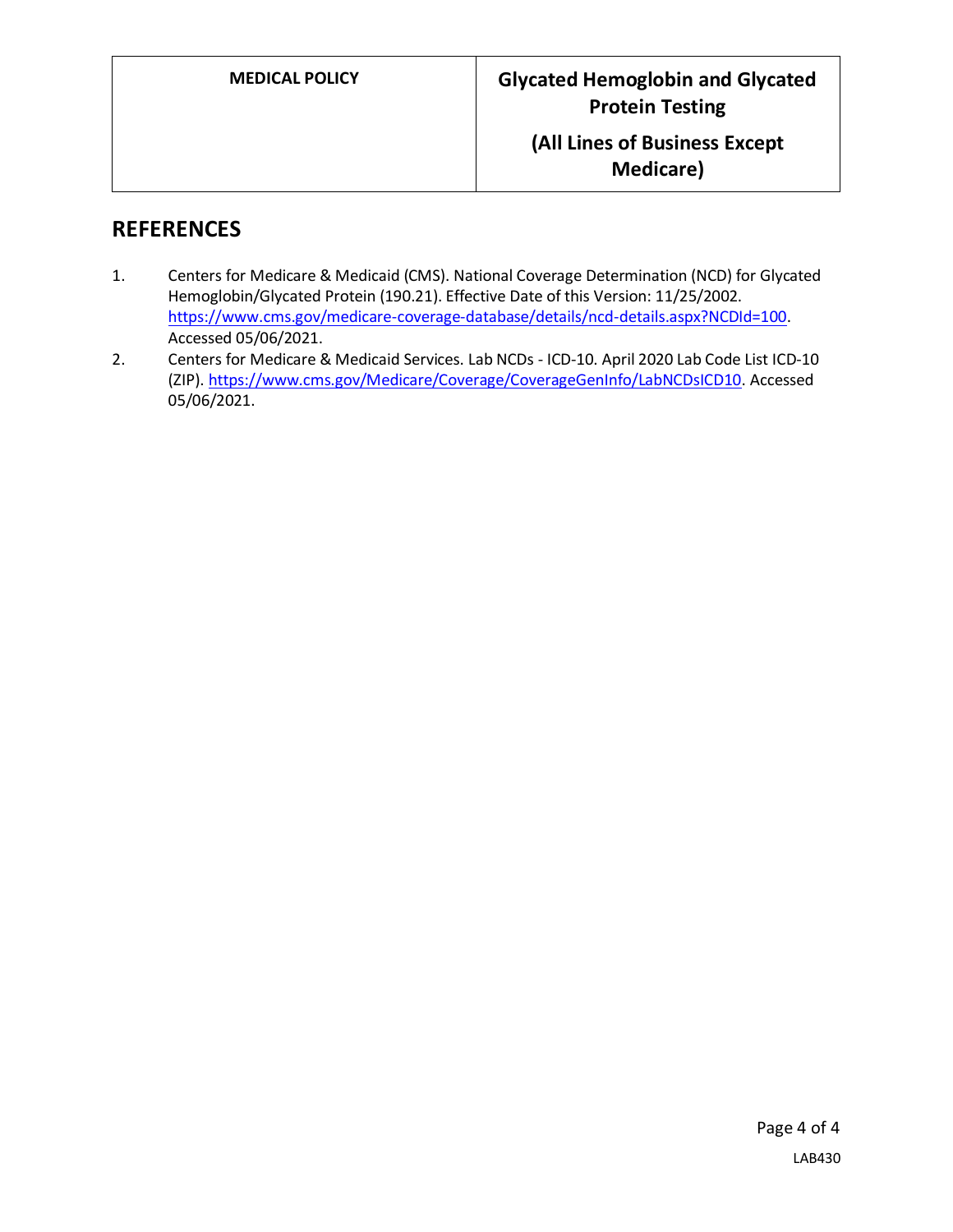## REFERENCES

1. Centers for Medicare & Medicaid (CMS). National Coverage Determination (NCD) for Glycated Hemoglobin/Glycated Protein (190.21). Effective Date of this Version: 11/25/2002. https://www.cms.gov/medicare-coverage-database/details/ncd-details.aspx?NCDId=100. Accessed 05/06/2021.
2. Centers for Medicare & Medicaid Services. Lab NCDs - ICD-10. April 2020 Lab Code List ICD-10 (ZIP). https://www.cms.gov/Medicare/Coverage/CoverageGenInfo/LabNCDsICD10. Accessed 05/06/2021.